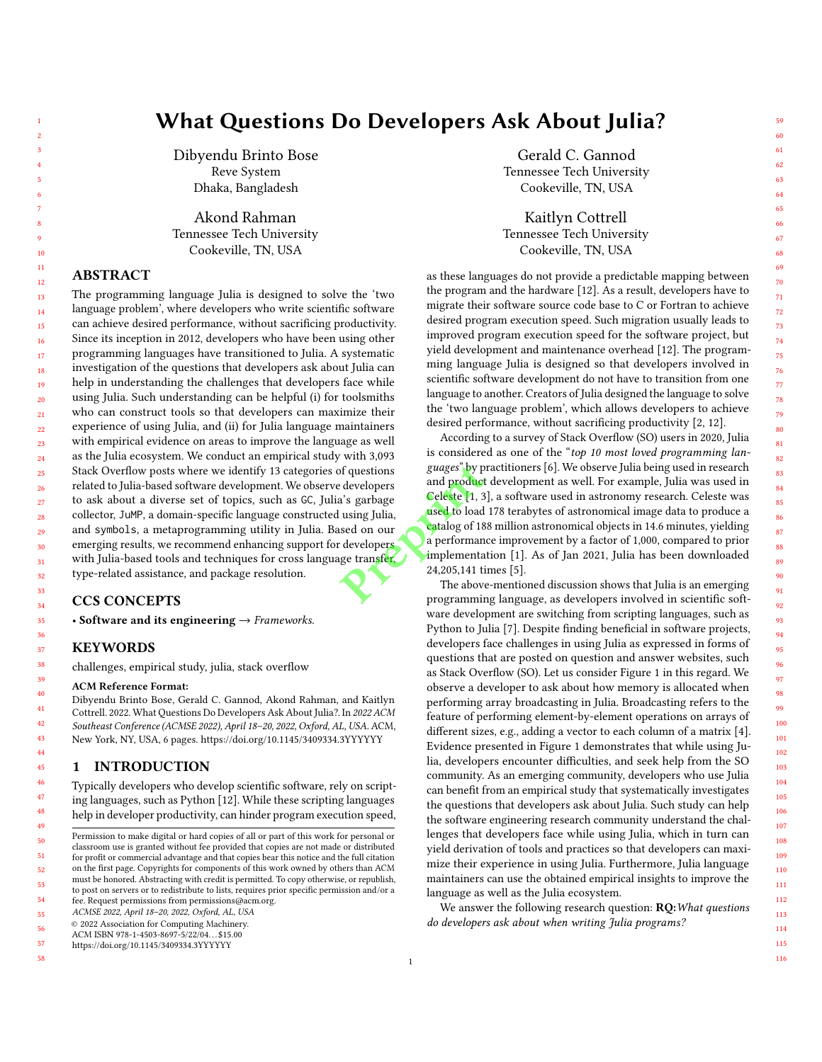# What Questions Do Developers Ask About Julia?

Dibyendu Brinto Bose
Reve System
Dhaka, Bangladesh

Gerald C. Gannod
Tennessee Tech University
Cookeville, TN, USA

Akond Rahman
Tennessee Tech University
Cookeville, TN, USA

Kaitlyn Cottrell
Tennessee Tech University
Cookeville, TN, USA

## ABSTRACT

The programming language Julia is designed to solve the 'two language problem', where developers who write scientific software can achieve desired performance, without sacrificing productivity. Since its inception in 2012, developers who have been using other programming languages have transitioned to Julia. A systematic investigation of the questions that developers ask about Julia can help in understanding the challenges that developers face while using Julia. Such understanding can be helpful (i) for toolsmiths who can construct tools so that developers can maximize their experience of using Julia, and (ii) for Julia language maintainers with empirical evidence on areas to improve the language as well as the Julia ecosystem. We conduct an empirical study with 3,093 Stack Overflow posts where we identify 13 categories of questions related to Julia-based software development. We observe developers to ask about a diverse set of topics, such as GC, Julia's garbage collector, JuMP, a domain-specific language constructed using Julia, and symbols, a metaprogramming utility in Julia. Based on our emerging results, we recommend enhancing support for developers with Julia-based tools and techniques for cross language transfer, type-related assistance, and package resolution.

## CCS CONCEPTS

• **Software and its engineering** → *Frameworks.*

## KEYWORDS

challenges, empirical study, julia, stack overflow

**ACM Reference Format:**
Dibyendu Brinto Bose, Gerald C. Gannod, Akond Rahman, and Kaitlyn Cottrell. 2022. What Questions Do Developers Ask About Julia?. In *2022 ACM Southeast Conference (ACMSE 2022), April 18–20, 2022, Oxford, AL, USA.* ACM, New York, NY, USA, 6 pages. https://doi.org/10.1145/3409334.3YYYYYY

## 1 INTRODUCTION

Typically developers who develop scientific software, rely on scripting languages, such as Python [12]. While these scripting languages help in developer productivity, can hinder program execution speed, as these languages do not provide a predictable mapping between the program and the hardware [12]. As a result, developers have to migrate their software source code base to C or Fortran to achieve desired program execution speed. Such migration usually leads to improved program execution speed for the software project, but yield development and maintenance overhead [12]. The programming language Julia is designed so that developers involved in scientific software development do not have to transition from one language to another. Creators of Julia designed the language to solve the 'two language problem', which allows developers to achieve desired performance, without sacrificing productivity [2, 12].

According to a survey of Stack Overflow (SO) users in 2020, Julia is considered as one of the "*top 10 most loved programming languages*" by practitioners [6]. We observe Julia being used in research and product development as well. For example, Julia was used in Celeste [1, 3], a software used in astronomy research. Celeste was used to load 178 terabytes of astronomical image data to produce a catalog of 188 million astronomical objects in 14.6 minutes, yielding a performance improvement by a factor of 1,000, compared to prior implementation [1]. As of Jan 2021, Julia has been downloaded 24,205,141 times [5].

The above-mentioned discussion shows that Julia is an emerging programming language, as developers involved in scientific software development are switching from scripting languages, such as Python to Julia [7]. Despite finding beneficial in software projects, developers face challenges in using Julia as expressed in forms of questions that are posted on question and answer websites, such as Stack Overflow (SO). Let us consider Figure 1 in this regard. We observe a developer to ask about how memory is allocated when performing array broadcasting in Julia. Broadcasting refers to the feature of performing element-by-element operations on arrays of different sizes, e.g., adding a vector to each column of a matrix [4]. Evidence presented in Figure 1 demonstrates that while using Julia, developers encounter difficulties, and seek help from the SO community. As an emerging community, developers who use Julia can benefit from an empirical study that systematically investigates the questions that developers ask about Julia. Such study can help the software engineering research community understand the challenges that developers face while using Julia, which in turn can yield derivation of tools and practices so that developers can maximize their experience in using Julia. Furthermore, Julia language maintainers can use the obtained empirical insights to improve the language as well as the Julia ecosystem.

We answer the following research question: **RQ:** *What questions do developers ask about when writing Julia programs?*

Permission to make digital or hard copies of all or part of this work for personal or classroom use is granted without fee provided that copies are not made or distributed for profit or commercial advantage and that copies bear this notice and the full citation on the first page. Copyrights for components of this work owned by others than ACM must be honored. Abstracting with credit is permitted. To copy otherwise, or republish, to post on servers or to redistribute to lists, requires prior specific permission and/or a fee. Request permissions from permissions@acm.org.
*ACMSE 2022, April 18–20, 2022, Oxford, AL, USA*
© 2022 Association for Computing Machinery.
ACM ISBN 978-1-4503-8697-5/22/04…$15.00
https://doi.org/10.1145/3409334.3YYYYYY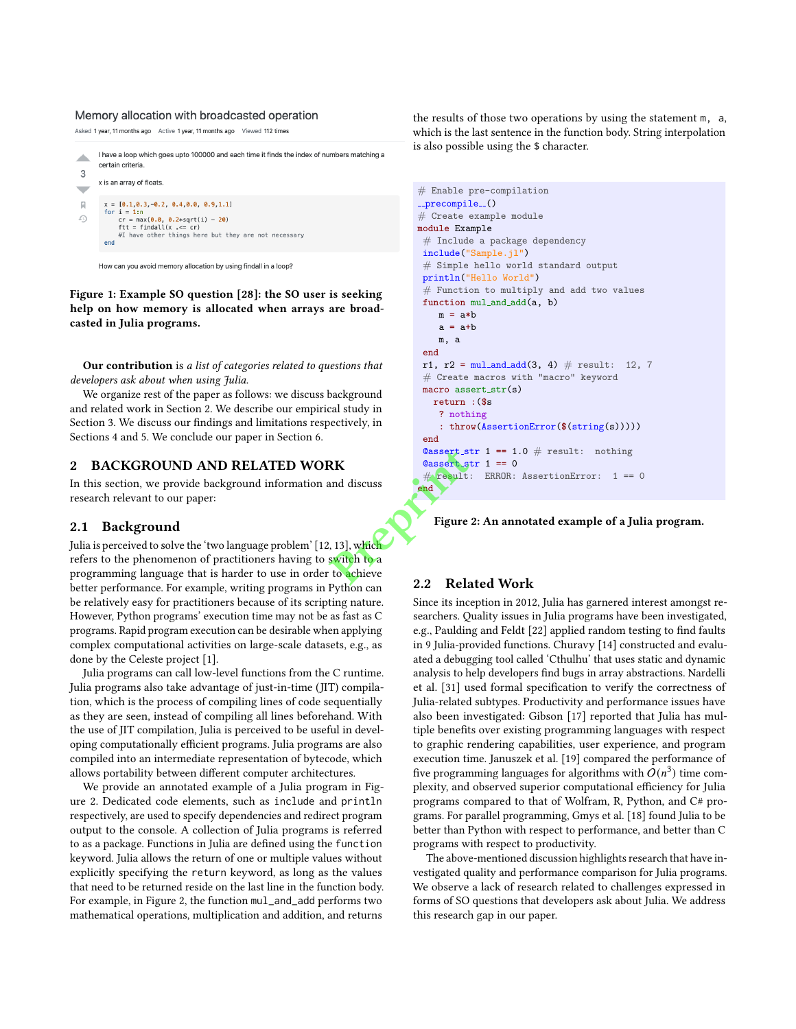Memory allocation with broadcasted operation

Asked 1 year, 11 months ago Active 1 year, 11 months ago Viewed 112 times

I have a loop which goes upto 100000 and each time it finds the index of numbers matching a certain criteria.

x is an array of floats.

```
x = [0.1,0.3,-0.2, 0.4,0.0, 0.9,1.1]
for i = 1:n
    cr = max(0.0, 0.2*sqrt(i) - 20)
    ftt = findall(x .<= cr)
    #I have other things here but they are not necessary
end
```

How can you avoid memory allocation by using findall in a loop?

**Figure 1: Example SO question [28]: the SO user is seeking help on how memory is allocated when arrays are broadcasted in Julia programs.**

**Our contribution** is *a list of categories related to questions that developers ask about when using Julia.*

We organize rest of the paper as follows: we discuss background and related work in Section 2. We describe our empirical study in Section 3. We discuss our findings and limitations respectively, in Sections 4 and 5. We conclude our paper in Section 6.

## 2 BACKGROUND AND RELATED WORK

In this section, we provide background information and discuss research relevant to our paper:

### 2.1 Background

Julia is perceived to solve the 'two language problem' [12, 13], which refers to the phenomenon of practitioners having to switch to a programming language that is harder to use in order to achieve better performance. For example, writing programs in Python can be relatively easy for practitioners because of its scripting nature. However, Python programs' execution time may not be as fast as C programs. Rapid program execution can be desirable when applying complex computational activities on large-scale datasets, e.g., as done by the Celeste project [1].

Julia programs can call low-level functions from the C runtime. Julia programs also take advantage of just-in-time (JIT) compilation, which is the process of compiling lines of code sequentially as they are seen, instead of compiling all lines beforehand. With the use of JIT compilation, Julia is perceived to be useful in developing computationally efficient programs. Julia programs are also compiled into an intermediate representation of bytecode, which allows portability between different computer architectures.

We provide an annotated example of a Julia program in Figure 2. Dedicated code elements, such as `include` and `println` respectively, are used to specify dependencies and redirect program output to the console. A collection of Julia programs is referred to as a package. Functions in Julia are defined using the `function` keyword. Julia allows the return of one or multiple values without explicitly specifying the `return` keyword, as long as the values that need to be returned reside on the last line in the function body. For example, in Figure 2, the function `mul_and_add` performs two mathematical operations, multiplication and addition, and returns the results of those two operations by using the statement `m, a`, which is the last sentence in the function body. String interpolation is also possible using the $ character.

```
# Enable pre-compilation
__precompile__()
# Create example module
module Example
 # Include a package dependency
 include("Sample.jl")
 # Simple hello world standard output
 println("Hello World")
 # Function to multiply and add two values
 function mul_and_add(a, b)
    m = a*b
    a = a+b
    m, a
 end
 r1, r2 = mul_and_add(3, 4) # result:  12, 7
 # Create macros with "macro" keyword
 macro assert_str(s)
   return :($s
    ? nothing
    : throw(AssertionError($(string(s)))))
 end
 @assert_str 1 == 1.0 # result:  nothing
 @assert_str 1 == 0
 # result:  ERROR: AssertionError:  1 == 0
end
```

**Figure 2: An annotated example of a Julia program.**

### 2.2 Related Work

Since its inception in 2012, Julia has garnered interest amongst researchers. Quality issues in Julia programs have been investigated, e.g., Paulding and Feldt [22] applied random testing to find faults in 9 Julia-provided functions. Churavy [14] constructed and evaluated a debugging tool called 'Cthulhu' that uses static and dynamic analysis to help developers find bugs in array abstractions. Nardelli et al. [31] used formal specification to verify the correctness of Julia-related subtypes. Productivity and performance issues have also been investigated: Gibson [17] reported that Julia has multiple benefits over existing programming languages with respect to graphic rendering capabilities, user experience, and program execution time. Januszek et al. [19] compared the performance of five programming languages for algorithms with $O(n^3)$ time complexity, and observed superior computational efficiency for Julia programs compared to that of Wolfram, R, Python, and C# programs. For parallel programming, Gmys et al. [18] found Julia to be better than Python with respect to performance, and better than C programs with respect to productivity.

The above-mentioned discussion highlights research that have investigated quality and performance comparison for Julia programs. We observe a lack of research related to challenges expressed in forms of SO questions that developers ask about Julia. We address this research gap in our paper.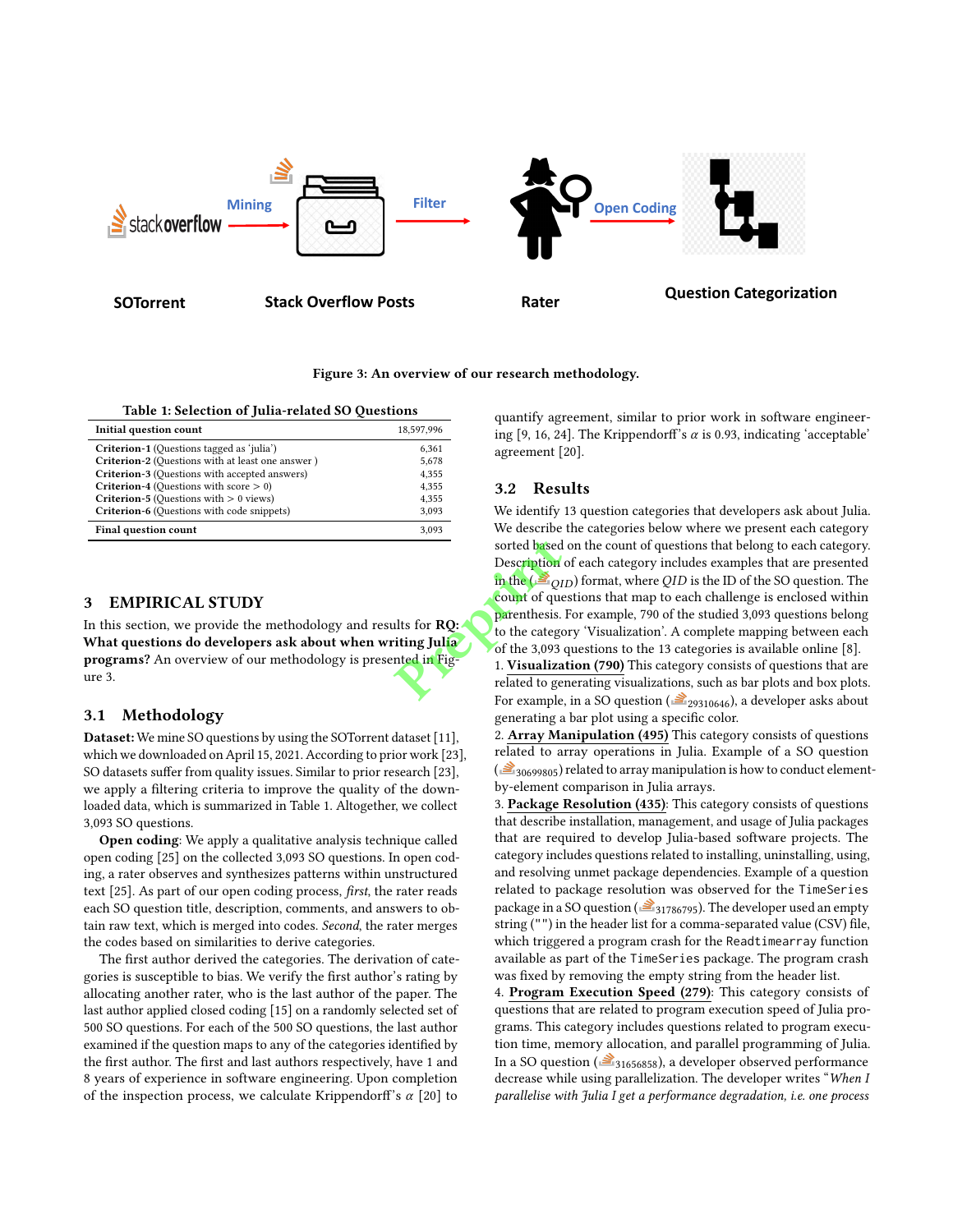Figure 3: An overview of our research methodology.

**Table 1: Selection of Julia-related SO Questions**

| **Initial question count** | 18,597,996 |
|---|---|
| **Criterion-1** (Questions tagged as 'julia') | 6,361 |
| **Criterion-2** (Questions with at least one answer ) | 5,678 |
| **Criterion-3** (Questions with accepted answers) | 4,355 |
| **Criterion-4** (Questions with score > 0) | 4,355 |
| **Criterion-5** (Questions with > 0 views) | 4,355 |
| **Criterion-6** (Questions with code snippets) | 3,093 |
| **Final question count** | 3,093 |

## 3 EMPIRICAL STUDY

In this section, we provide the methodology and results for **RQ: What questions do developers ask about when writing Julia programs?** An overview of our methodology is presented in Figure 3.

### 3.1 Methodology

**Dataset:** We mine SO questions by using the SOTorrent dataset [11], which we downloaded on April 15, 2021. According to prior work [23], SO datasets suffer from quality issues. Similar to prior research [23], we apply a filtering criteria to improve the quality of the downloaded data, which is summarized in Table 1. Altogether, we collect 3,093 SO questions.

**Open coding**: We apply a qualitative analysis technique called open coding [25] on the collected 3,093 SO questions. In open coding, a rater observes and synthesizes patterns within unstructured text [25]. As part of our open coding process, *first*, the rater reads each SO question title, description, comments, and answers to obtain raw text, which is merged into codes. *Second*, the rater merges the codes based on similarities to derive categories.

The first author derived the categories. The derivation of categories is susceptible to bias. We verify the first author's rating by allocating another rater, who is the last author of the paper. The last author applied closed coding [15] on a randomly selected set of 500 SO questions. For each of the 500 SO questions, the last author examined if the question maps to any of the categories identified by the first author. The first and last authors respectively, have 1 and 8 years of experience in software engineering. Upon completion of the inspection process, we calculate Krippendorff's $\alpha$ [20] to quantify agreement, similar to prior work in software engineering [9, 16, 24]. The Krippendorff's $\alpha$ is 0.93, indicating 'acceptable' agreement [20].

### 3.2 Results

We identify 13 question categories that developers ask about Julia. We describe the categories below where we present each category sorted based on the count of questions that belong to each category. Description of each category includes examples that are presented in the ($_{QID}$) format, where *QID* is the ID of the SO question. The count of questions that map to each challenge is enclosed within parenthesis. For example, 790 of the studied 3,093 questions belong to the category 'Visualization'. A complete mapping between each of the 3,093 questions to the 13 categories is available online [8].

1. **Visualization (790)** This category consists of questions that are related to generating visualizations, such as bar plots and box plots. For example, in a SO question ($_{29310646}$), a developer asks about generating a bar plot using a specific color.

2. **Array Manipulation (495)** This category consists of questions related to array operations in Julia. Example of a SO question ($_{30699805}$) related to array manipulation is how to conduct element-by-element comparison in Julia arrays.

3. **Package Resolution (435)**: This category consists of questions that describe installation, management, and usage of Julia packages that are required to develop Julia-based software projects. The category includes questions related to installing, uninstalling, using, and resolving unmet package dependencies. Example of a question related to package resolution was observed for the `TimeSeries` package in a SO question ($_{31786795}$). The developer used an empty string (`""`) in the header list for a comma-separated value (CSV) file, which triggered a program crash for the `Readtimearray` function available as part of the `TimeSeries` package. The program crash was fixed by removing the empty string from the header list.

4. **Program Execution Speed (279)**: This category consists of questions that are related to program execution speed of Julia programs. This category includes questions related to program execution time, memory allocation, and parallel programming of Julia. In a SO question ($_{31656858}$), a developer observed performance decrease while using parallelization. The developer writes "*When I parallelise with Julia I get a performance degradation, i.e. one process*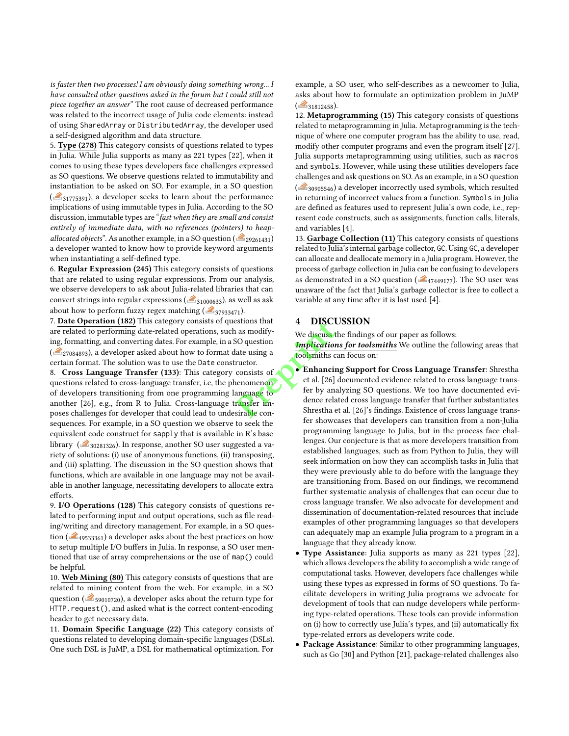*is faster then two processes! I am obviously doing something wrong... I have consulted other questions asked in the forum but I could still not piece together an answer*" The root cause of decreased performance was related to the incorrect usage of Julia code elements: instead of using `SharedArray` or `DistributedArray`, the developer used a self-designed algorithm and data structure.

5. **Type (278)** This category consists of questions related to types in Julia. While Julia supports as many as 221 types [22], when it comes to using these types developers face challenges expressed as SO questions. We observe questions related to immutability and instantiation to be asked on SO. For example, in a SO question ($_{31775391}$), a developer seeks to learn about the performance implications of using immutable types in Julia. According to the SO discussion, immutable types are "*fast when they are small and consist entirely of immediate data, with no references (pointers) to heap-allocated objects*". As another example, in a SO question ($_{29261431}$) a developer wanted to know how to provide keyword arguments when instantiating a self-defined type.

6. **Regular Expression (245)** This category consists of questions that are related to using regular expressions. From our analysis, we observe developers to ask about Julia-related libraries that can convert strings into regular expressions ($_{31000633}$), as well as ask about how to perform fuzzy regex matching ($_{37933471}$).

7. **Date Operation (182)** This category consists of questions that are related to performing date-related operations, such as modifying, formatting, and converting dates. For example, in a SO question ($_{27084893}$), a developer asked about how to format date using a certain format. The solution was to use the `Date` constructor.

8. **Cross Language Transfer (133)**: This category consists of questions related to cross-language transfer, i.e, the phenomenon of developers transitioning from one programming language to another [26], e.g., from R to Julia. Cross-language transfer imposes challenges for developer that could lead to undesirable consequences. For example, in a SO question we observe to seek the equivalent code construct for `sapply` that is available in R's base library ($_{30281326}$). In response, another SO user suggested a variety of solutions: (i) use of anonymous functions, (ii) transposing, and (iii) splatting. The discussion in the SO question shows that functions, which are available in one language may not be available in another language, necessitating developers to allocate extra efforts.

9. **I/O Operations (128)** This category consists of questions related to performing input and output operations, such as file reading/writing and directory management. For example, in a SO question ($_{49533361}$) a developer asks about the best practices on how to setup multiple I/O buffers in Julia. In response, a SO user mentioned that use of array comprehensions or the use of `map()` could be helpful.

10. **Web Mining (80)** This category consists of questions that are related to mining content from the web. For example, in a SO question ($_{59010720}$), a developer asks about the return type for `HTTP.request()`, and asked what is the correct content-encoding header to get necessary data.

11. **Domain Specific Language (22)** This category consists of questions related to developing domain-specific languages (DSLs). One such DSL is JuMP, a DSL for mathematical optimization. For example, a SO user, who self-describes as a newcomer to Julia, asks about how to formulate an optimization problem in JuMP ($_{31812458}$).

12. **Metaprogramming (15)** This category consists of questions related to metaprogramming in Julia. Metaprogramming is the technique of where one computer program has the ability to use, read, modify other computer programs and even the program itself [27]. Julia supports metaprogramming using utilities, such as `macros` and `symbols`. However, while using these utilities developers face challenges and ask questions on SO. As an example, in a SO question ($_{30905546}$) a developer incorrectly used symbols, which resulted in returning of incorrect values from a function. `Symbols` in Julia are defined as features used to represent Julia's own code, i.e., represent code constructs, such as assignments, function calls, literals, and variables [4].

13. **Garbage Collection (11)** This category consists of questions related to Julia's internal garbage collector, `GC`. Using `GC`, a developer can allocate and deallocate memory in a Julia program. However, the process of garbage collection in Julia can be confusing to developers as demonstrated in a SO question ($_{47449177}$). The SO user was unaware of the fact that Julia's garbage collector is free to collect a variable at any time after it is last used [4].

## 4 DISCUSSION

We discuss the findings of our paper as follows:

***Implications for toolsmiths*** We outline the following areas that toolsmiths can focus on:

- **Enhancing Support for Cross Language Transfer**: Shrestha et al. [26] documented evidence related to cross language transfer by analyzing SO questions. We too have documented evidence related cross language transfer that further substantiates Shrestha et al. [26]'s findings. Existence of cross language transfer showcases that developers can transition from a non-Julia programming language to Julia, but in the process face challenges. Our conjecture is that as more developers transition from established languages, such as from Python to Julia, they will seek information on how they can accomplish tasks in Julia that they were previously able to do before with the language they are transitioning from. Based on our findings, we recommend further systematic analysis of challenges that can occur due to cross language transfer. We also advocate for development and dissemination of documentation-related resources that include examples of other programming languages so that developers can adequately map an example Julia program to a program in a language that they already know.
- **Type Assistance**: Julia supports as many as 221 types [22], which allows developers the ability to accomplish a wide range of computational tasks. However, developers face challenges while using these types as expressed in forms of SO questions. To facilitate developers in writing Julia programs we advocate for development of tools that can nudge developers while performing type-related operations. These tools can provide information on (i) how to correctly use Julia's types, and (ii) automatically fix type-related errors as developers write code.
- **Package Assistance**: Similar to other programming languages, such as Go [30] and Python [21], package-related challenges also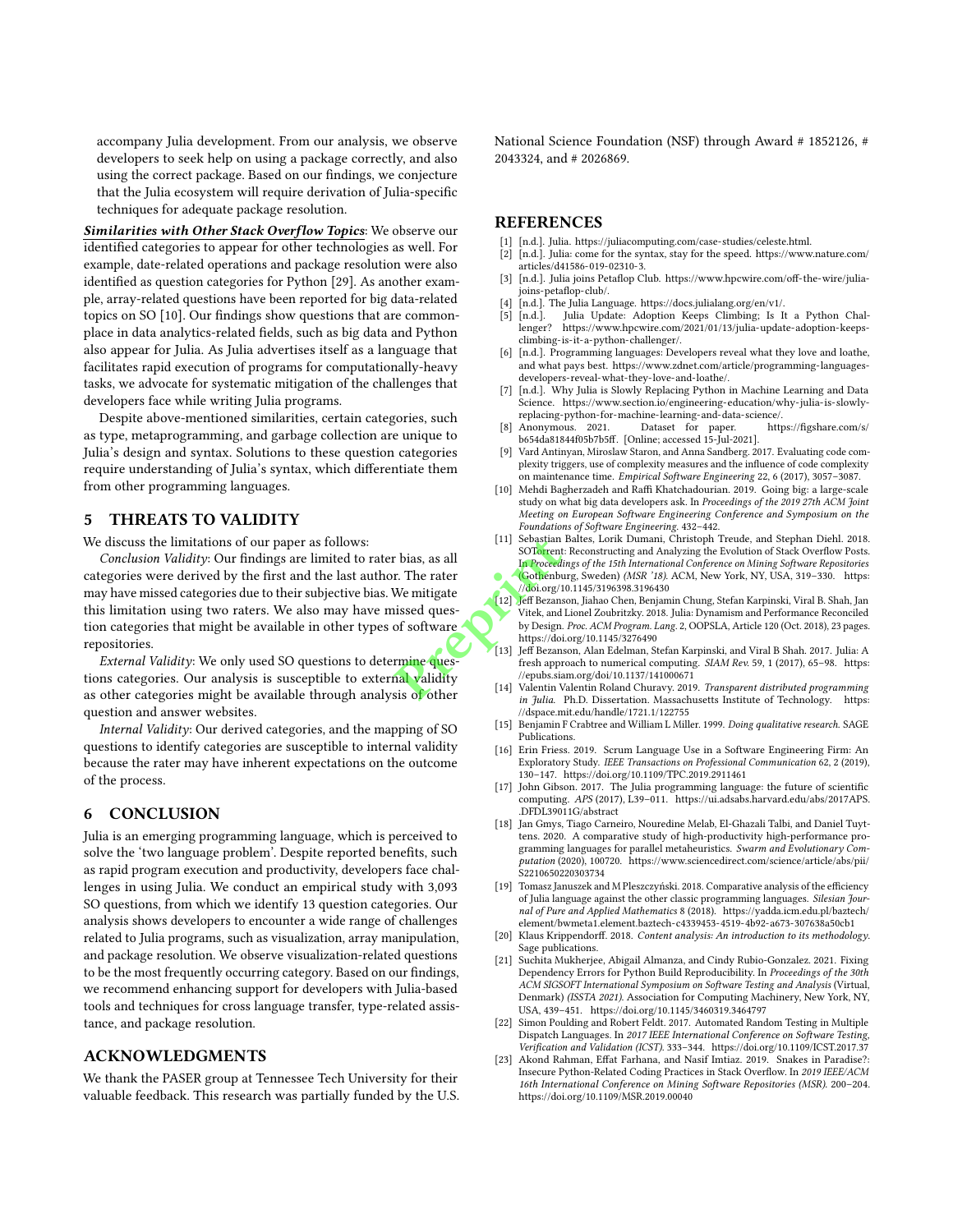accompany Julia development. From our analysis, we observe developers to seek help on using a package correctly, and also using the correct package. Based on our findings, we conjecture that the Julia ecosystem will require derivation of Julia-specific techniques for adequate package resolution.

***Similarities with Other Stack Overflow Topics***: We observe our identified categories to appear for other technologies as well. For example, date-related operations and package resolution were also identified as question categories for Python [29]. As another example, array-related questions have been reported for big data-related topics on SO [10]. Our findings show questions that are commonplace in data analytics-related fields, such as big data and Python also appear for Julia. As Julia advertises itself as a language that facilitates rapid execution of programs for computationally-heavy tasks, we advocate for systematic mitigation of the challenges that developers face while writing Julia programs.

Despite above-mentioned similarities, certain categories, such as type, metaprogramming, and garbage collection are unique to Julia's design and syntax. Solutions to these question categories require understanding of Julia's syntax, which differentiate them from other programming languages.

## 5 THREATS TO VALIDITY

We discuss the limitations of our paper as follows:

*Conclusion Validity*: Our findings are limited to rater bias, as all categories were derived by the first and the last author. The rater may have missed categories due to their subjective bias. We mitigate this limitation using two raters. We also may have missed question categories that might be available in other types of software repositories.

*External Validity*: We only used SO questions to determine questions categories. Our analysis is susceptible to external validity as other categories might be available through analysis of other question and answer websites.

*Internal Validity*: Our derived categories, and the mapping of SO questions to identify categories are susceptible to internal validity because the rater may have inherent expectations on the outcome of the process.

## 6 CONCLUSION

Julia is an emerging programming language, which is perceived to solve the 'two language problem'. Despite reported benefits, such as rapid program execution and productivity, developers face challenges in using Julia. We conduct an empirical study with 3,093 SO questions, from which we identify 13 question categories. Our analysis shows developers to encounter a wide range of challenges related to Julia programs, such as visualization, array manipulation, and package resolution. We observe visualization-related questions to be the most frequently occurring category. Based on our findings, we recommend enhancing support for developers with Julia-based tools and techniques for cross language transfer, type-related assistance, and package resolution.

## ACKNOWLEDGMENTS

We thank the PASER group at Tennessee Tech University for their valuable feedback. This research was partially funded by the U.S. National Science Foundation (NSF) through Award # 1852126, # 2043324, and # 2026869.

## REFERENCES

[1] [n.d.]. Julia. https://juliacomputing.com/case-studies/celeste.html.

[2] [n.d.]. Julia: come for the syntax, stay for the speed. https://www.nature.com/articles/d41586-019-02310-3.

[3] [n.d.]. Julia joins Petaflop Club. https://www.hpcwire.com/off-the-wire/julia-joins-petaflop-club/.

[4] [n.d.]. The Julia Language. https://docs.julialang.org/en/v1/.

[5] [n.d.]. Julia Update: Adoption Keeps Climbing; Is It a Python Challenger? https://www.hpcwire.com/2021/01/13/julia-update-adoption-keeps-climbing-is-it-a-python-challenger/.

[6] [n.d.]. Programming languages: Developers reveal what they love and loathe, and what pays best. https://www.zdnet.com/article/programming-languages-developers-reveal-what-they-love-and-loathe/.

[7] [n.d.]. Why Julia is Slowly Replacing Python in Machine Learning and Data Science. https://www.section.io/engineering-education/why-julia-is-slowly-replacing-python-for-machine-learning-and-data-science/.

[8] Anonymous. 2021. Dataset for paper. https://figshare.com/s/b654da81844f05b7b5ff. [Online; accessed 15-Jul-2021].

[9] Vard Antinyan, Miroslaw Staron, and Anna Sandberg. 2017. Evaluating code complexity triggers, use of complexity measures and the influence of code complexity on maintenance time. *Empirical Software Engineering* 22, 6 (2017), 3057–3087.

[10] Mehdi Bagherzadeh and Raffi Khatchadourian. 2019. Going big: a large-scale study on what big data developers ask. In *Proceedings of the 2019 27th ACM Joint Meeting on European Software Engineering Conference and Symposium on the Foundations of Software Engineering*. 432–442.

[11] Sebastian Baltes, Lorik Dumani, Christoph Treude, and Stephan Diehl. 2018. SOTorrent: Reconstructing and Analyzing the Evolution of Stack Overflow Posts. In *Proceedings of the 15th International Conference on Mining Software Repositories* (Gothenburg, Sweden) *(MSR '18)*. ACM, New York, NY, USA, 319–330. https://doi.org/10.1145/3196398.3196430

[12] Jeff Bezanson, Jiahao Chen, Benjamin Chung, Stefan Karpinski, Viral B. Shah, Jan Vitek, and Lionel Zoubritzky. 2018. Julia: Dynamism and Performance Reconciled by Design. *Proc. ACM Program. Lang.* 2, OOPSLA, Article 120 (Oct. 2018), 23 pages. https://doi.org/10.1145/3276490

[13] Jeff Bezanson, Alan Edelman, Stefan Karpinski, and Viral B Shah. 2017. Julia: A fresh approach to numerical computing. *SIAM Rev.* 59, 1 (2017), 65–98. https://epubs.siam.org/doi/10.1137/141000671

[14] Valentin Valentin Roland Churavy. 2019. *Transparent distributed programming in Julia*. Ph.D. Dissertation. Massachusetts Institute of Technology. https://dspace.mit.edu/handle/1721.1/122755

[15] Benjamin F Crabtree and William L Miller. 1999. *Doing qualitative research*. SAGE Publications.

[16] Erin Friess. 2019. Scrum Language Use in a Software Engineering Firm: An Exploratory Study. *IEEE Transactions on Professional Communication* 62, 2 (2019), 130–147. https://doi.org/10.1109/TPC.2019.2911461

[17] John Gibson. 2017. The Julia programming language: the future of scientific computing. *APS* (2017), L39–011. https://ui.adsabs.harvard.edu/abs/2017APS..DFDL39011G/abstract

[18] Jan Gmys, Tiago Carneiro, Nouredine Melab, El-Ghazali Talbi, and Daniel Tuyttens. 2020. A comparative study of high-productivity high-performance programming languages for parallel metaheuristics. *Swarm and Evolutionary Computation* (2020), 100720. https://www.sciencedirect.com/science/article/abs/pii/S2210650220303734

[19] Tomasz Januszek and M Pleszczyński. 2018. Comparative analysis of the efficiency of Julia language against the other classic programming languages. *Silesian Journal of Pure and Applied Mathematics* 8 (2018). https://yadda.icm.edu.pl/baztech/element/bwmeta1.element.baztech-c4339453-4519-4b92-a673-307638a50cb1

[20] Klaus Krippendorff. 2018. *Content analysis: An introduction to its methodology*. Sage publications.

[21] Suchita Mukherjee, Abigail Almanza, and Cindy Rubio-Gonzalez. 2021. Fixing Dependency Errors for Python Build Reproducibility. In *Proceedings of the 30th ACM SIGSOFT International Symposium on Software Testing and Analysis* (Virtual, Denmark) *(ISSTA 2021)*. Association for Computing Machinery, New York, NY, USA, 439–451. https://doi.org/10.1145/3460319.3464797

[22] Simon Poulding and Robert Feldt. 2017. Automated Random Testing in Multiple Dispatch Languages. In *2017 IEEE International Conference on Software Testing, Verification and Validation (ICST)*. 333–344. https://doi.org/10.1109/ICST.2017.37

[23] Akond Rahman, Effat Farhana, and Nasif Imtiaz. 2019. Snakes in Paradise?: Insecure Python-Related Coding Practices in Stack Overflow. In *2019 IEEE/ACM 16th International Conference on Mining Software Repositories (MSR)*. 200–204. https://doi.org/10.1109/MSR.2019.00040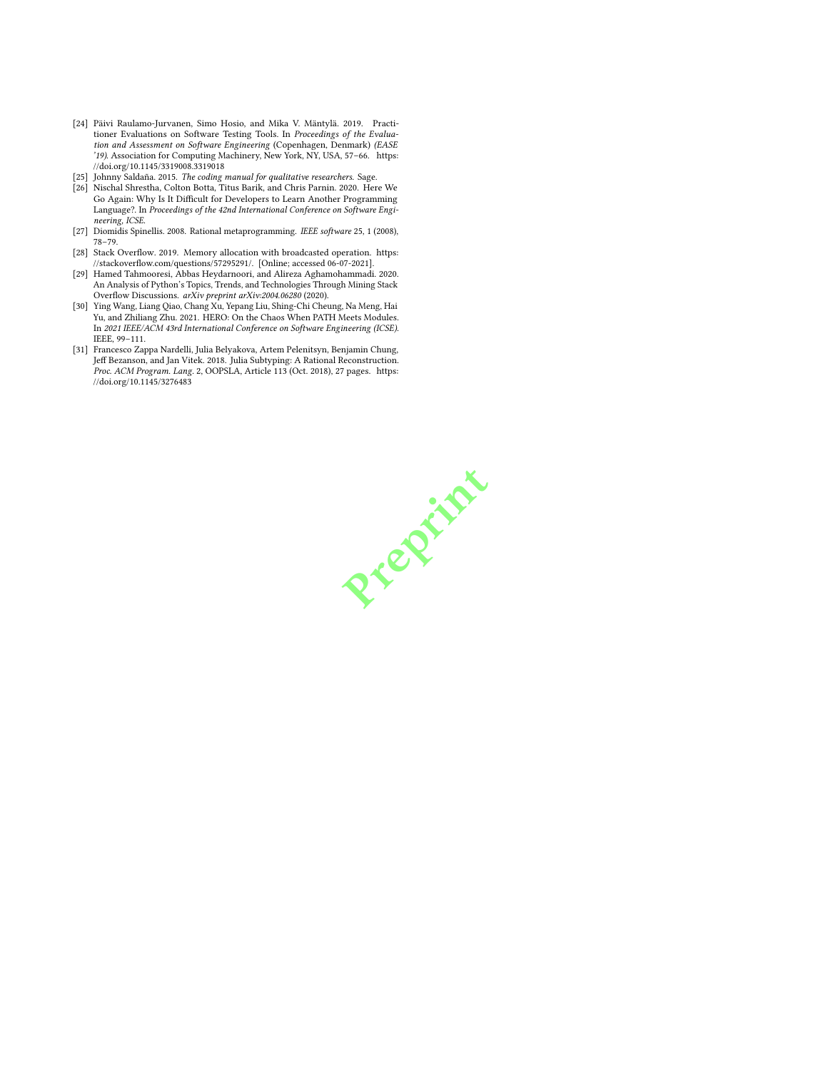[24] Päivi Raulamo-Jurvanen, Simo Hosio, and Mika V. Mäntylä. 2019. Practitioner Evaluations on Software Testing Tools. In *Proceedings of the Evaluation and Assessment on Software Engineering* (Copenhagen, Denmark) *(EASE '19)*. Association for Computing Machinery, New York, NY, USA, 57–66. https://doi.org/10.1145/3319008.3319018

[25] Johnny Saldaña. 2015. *The coding manual for qualitative researchers*. Sage.

[26] Nischal Shrestha, Colton Botta, Titus Barik, and Chris Parnin. 2020. Here We Go Again: Why Is It Difficult for Developers to Learn Another Programming Language?. In *Proceedings of the 42nd International Conference on Software Engineering, ICSE*.

[27] Diomidis Spinellis. 2008. Rational metaprogramming. *IEEE software* 25, 1 (2008), 78–79.

[28] Stack Overflow. 2019. Memory allocation with broadcasted operation. https://stackoverflow.com/questions/57295291/. [Online; accessed 06-07-2021].

[29] Hamed Tahmooresi, Abbas Heydarnoori, and Alireza Aghamohammadi. 2020. An Analysis of Python's Topics, Trends, and Technologies Through Mining Stack Overflow Discussions. *arXiv preprint arXiv:2004.06280* (2020).

[30] Ying Wang, Liang Qiao, Chang Xu, Yepang Liu, Shing-Chi Cheung, Na Meng, Hai Yu, and Zhiliang Zhu. 2021. HERO: On the Chaos When PATH Meets Modules. In *2021 IEEE/ACM 43rd International Conference on Software Engineering (ICSE)*. IEEE, 99–111.

[31] Francesco Zappa Nardelli, Julia Belyakova, Artem Pelenitsyn, Benjamin Chung, Jeff Bezanson, and Jan Vitek. 2018. Julia Subtyping: A Rational Reconstruction. *Proc. ACM Program. Lang.* 2, OOPSLA, Article 113 (Oct. 2018), 27 pages. https://doi.org/10.1145/3276483

Preprint